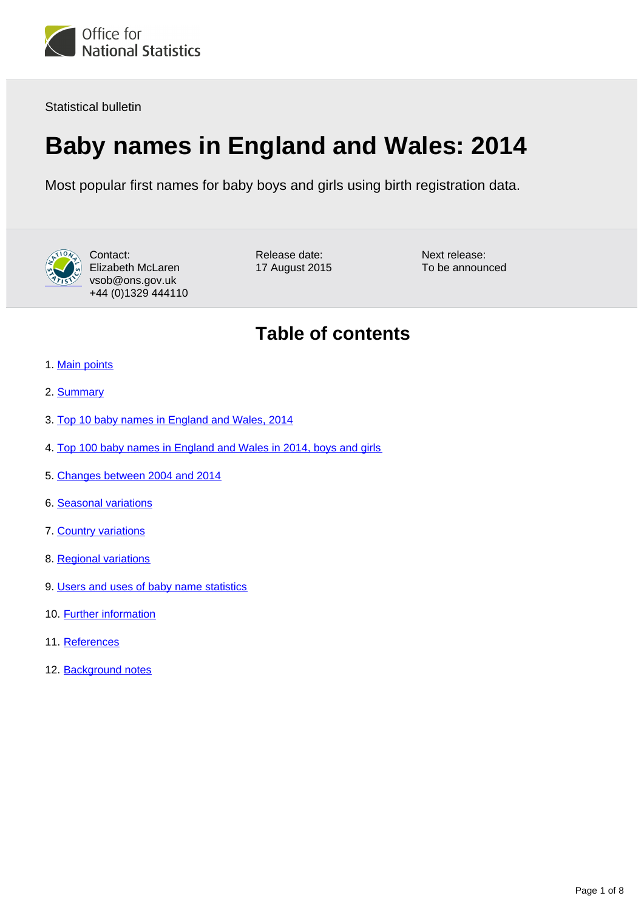Office for National Statistics

Statistical bulletin

# Baby names in England and Wales: 2014

Most popular first names for baby boys and girls using birth registration data.

Contact:
Elizabeth McLaren
vsob@ons.gov.uk
+44 (0)1329 444110

Release date:
17 August 2015

Next release:
To be announced

## Table of contents

1. Main points
2. Summary
3. Top 10 baby names in England and Wales, 2014
4. Top 100 baby names in England and Wales in 2014, boys and girls
5. Changes between 2004 and 2014
6. Seasonal variations
7. Country variations
8. Regional variations
9. Users and uses of baby name statistics
10. Further information
11. References
12. Background notes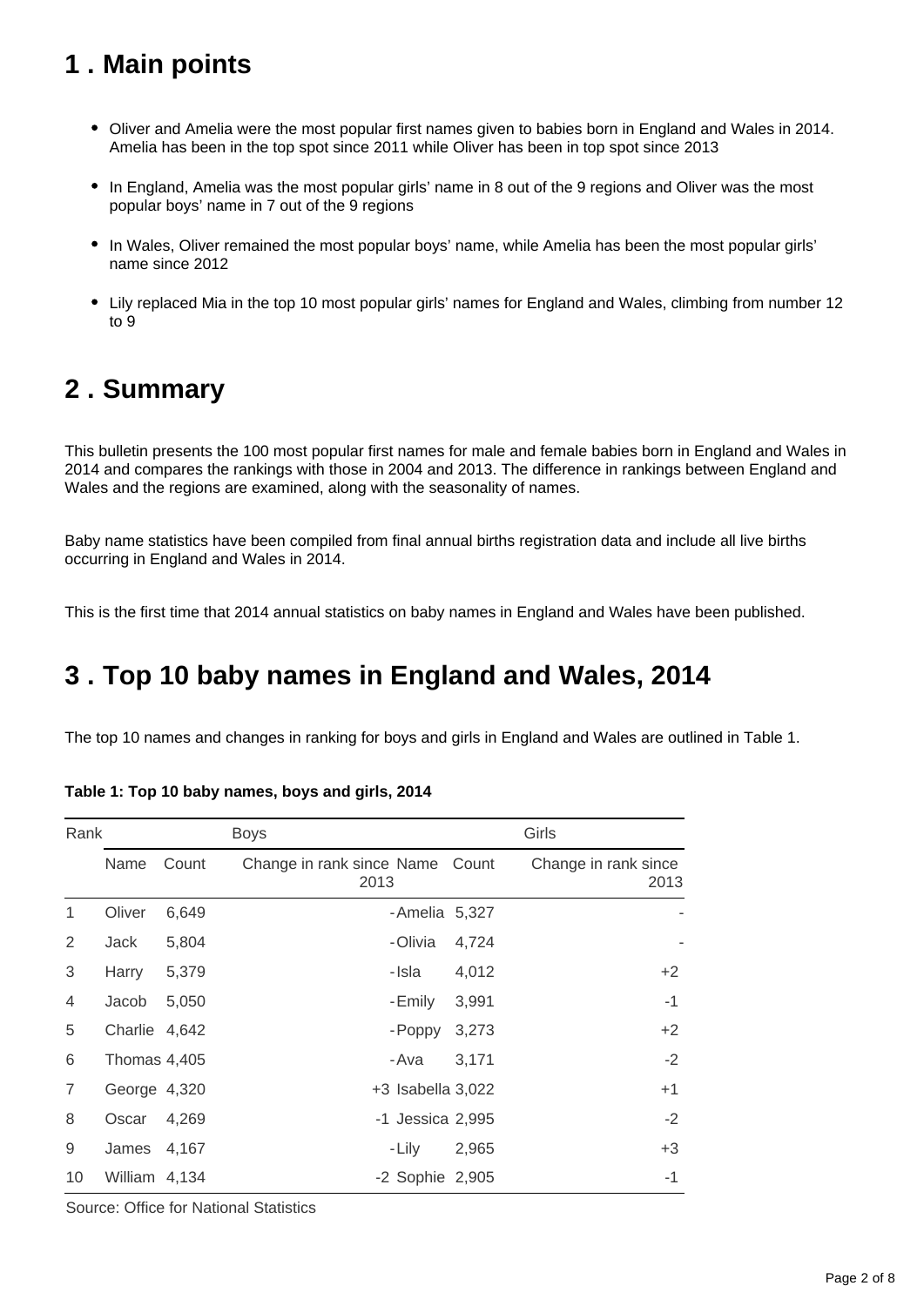## 1 . Main points

- Oliver and Amelia were the most popular first names given to babies born in England and Wales in 2014. Amelia has been in the top spot since 2011 while Oliver has been in top spot since 2013
- In England, Amelia was the most popular girls' name in 8 out of the 9 regions and Oliver was the most popular boys' name in 7 out of the 9 regions
- In Wales, Oliver remained the most popular boys' name, while Amelia has been the most popular girls' name since 2012
- Lily replaced Mia in the top 10 most popular girls' names for England and Wales, climbing from number 12 to 9

## 2 . Summary

This bulletin presents the 100 most popular first names for male and female babies born in England and Wales in 2014 and compares the rankings with those in 2004 and 2013. The difference in rankings between England and Wales and the regions are examined, along with the seasonality of names.

Baby name statistics have been compiled from final annual births registration data and include all live births occurring in England and Wales in 2014.

This is the first time that 2014 annual statistics on baby names in England and Wales have been published.

## 3 . Top 10 baby names in England and Wales, 2014

The top 10 names and changes in ranking for boys and girls in England and Wales are outlined in Table 1.

**Table 1: Top 10 baby names, boys and girls, 2014**

| Rank | Boys | | | Girls | | |
|---|---|---|---|---|---|---|
| | Name | Count | Change in rank since 2013 | Name | Count | Change in rank since 2013 |
| 1 | Oliver | 6,649 | - | Amelia | 5,327 | - |
| 2 | Jack | 5,804 | - | Olivia | 4,724 | - |
| 3 | Harry | 5,379 | - | Isla | 4,012 | +2 |
| 4 | Jacob | 5,050 | - | Emily | 3,991 | -1 |
| 5 | Charlie | 4,642 | - | Poppy | 3,273 | +2 |
| 6 | Thomas | 4,405 | - | Ava | 3,171 | -2 |
| 7 | George | 4,320 | +3 | Isabella | 3,022 | +1 |
| 8 | Oscar | 4,269 | -1 | Jessica | 2,995 | -2 |
| 9 | James | 4,167 | - | Lily | 2,965 | +3 |
| 10 | William | 4,134 | -2 | Sophie | 2,905 | -1 |

Source: Office for National Statistics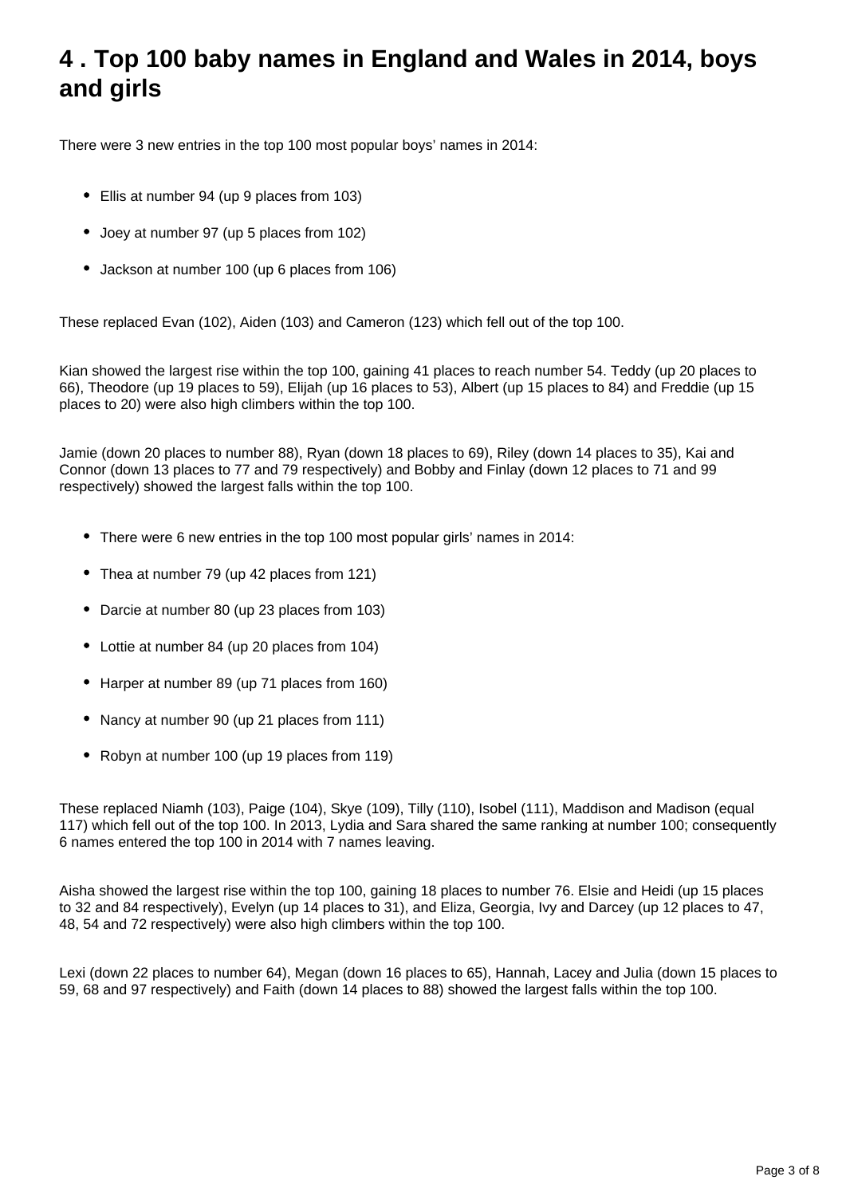# 4 . Top 100 baby names in England and Wales in 2014, boys and girls

There were 3 new entries in the top 100 most popular boys' names in 2014:

- Ellis at number 94 (up 9 places from 103)
- Joey at number 97 (up 5 places from 102)
- Jackson at number 100 (up 6 places from 106)

These replaced Evan (102), Aiden (103) and Cameron (123) which fell out of the top 100.

Kian showed the largest rise within the top 100, gaining 41 places to reach number 54. Teddy (up 20 places to 66), Theodore (up 19 places to 59), Elijah (up 16 places to 53), Albert (up 15 places to 84) and Freddie (up 15 places to 20) were also high climbers within the top 100.

Jamie (down 20 places to number 88), Ryan (down 18 places to 69), Riley (down 14 places to 35), Kai and Connor (down 13 places to 77 and 79 respectively) and Bobby and Finlay (down 12 places to 71 and 99 respectively) showed the largest falls within the top 100.

- There were 6 new entries in the top 100 most popular girls' names in 2014:
- Thea at number 79 (up 42 places from 121)
- Darcie at number 80 (up 23 places from 103)
- Lottie at number 84 (up 20 places from 104)
- Harper at number 89 (up 71 places from 160)
- Nancy at number 90 (up 21 places from 111)
- Robyn at number 100 (up 19 places from 119)

These replaced Niamh (103), Paige (104), Skye (109), Tilly (110), Isobel (111), Maddison and Madison (equal 117) which fell out of the top 100. In 2013, Lydia and Sara shared the same ranking at number 100; consequently 6 names entered the top 100 in 2014 with 7 names leaving.

Aisha showed the largest rise within the top 100, gaining 18 places to number 76. Elsie and Heidi (up 15 places to 32 and 84 respectively), Evelyn (up 14 places to 31), and Eliza, Georgia, Ivy and Darcey (up 12 places to 47, 48, 54 and 72 respectively) were also high climbers within the top 100.

Lexi (down 22 places to number 64), Megan (down 16 places to 65), Hannah, Lacey and Julia (down 15 places to 59, 68 and 97 respectively) and Faith (down 14 places to 88) showed the largest falls within the top 100.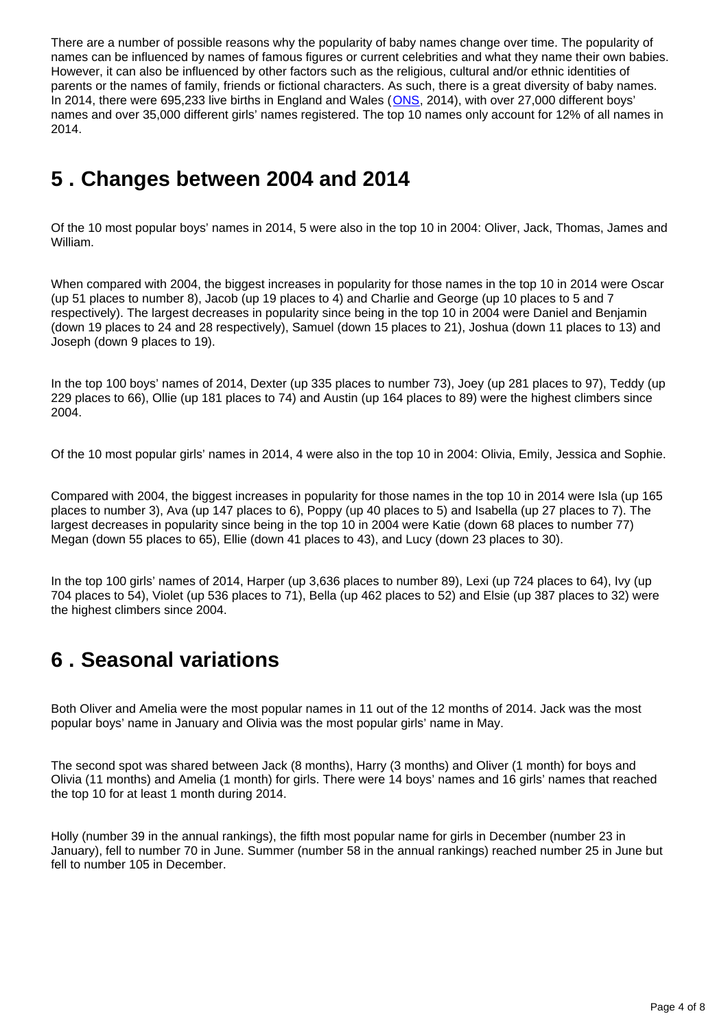There are a number of possible reasons why the popularity of baby names change over time. The popularity of names can be influenced by names of famous figures or current celebrities and what they name their own babies. However, it can also be influenced by other factors such as the religious, cultural and/or ethnic identities of parents or the names of family, friends or fictional characters. As such, there is a great diversity of baby names. In 2014, there were 695,233 live births in England and Wales (ONS, 2014), with over 27,000 different boys' names and over 35,000 different girls' names registered. The top 10 names only account for 12% of all names in 2014.

## 5 . Changes between 2004 and 2014

Of the 10 most popular boys' names in 2014, 5 were also in the top 10 in 2004: Oliver, Jack, Thomas, James and William.

When compared with 2004, the biggest increases in popularity for those names in the top 10 in 2014 were Oscar (up 51 places to number 8), Jacob (up 19 places to 4) and Charlie and George (up 10 places to 5 and 7 respectively). The largest decreases in popularity since being in the top 10 in 2004 were Daniel and Benjamin (down 19 places to 24 and 28 respectively), Samuel (down 15 places to 21), Joshua (down 11 places to 13) and Joseph (down 9 places to 19).

In the top 100 boys' names of 2014, Dexter (up 335 places to number 73), Joey (up 281 places to 97), Teddy (up 229 places to 66), Ollie (up 181 places to 74) and Austin (up 164 places to 89) were the highest climbers since 2004.

Of the 10 most popular girls' names in 2014, 4 were also in the top 10 in 2004: Olivia, Emily, Jessica and Sophie.

Compared with 2004, the biggest increases in popularity for those names in the top 10 in 2014 were Isla (up 165 places to number 3), Ava (up 147 places to 6), Poppy (up 40 places to 5) and Isabella (up 27 places to 7). The largest decreases in popularity since being in the top 10 in 2004 were Katie (down 68 places to number 77) Megan (down 55 places to 65), Ellie (down 41 places to 43), and Lucy (down 23 places to 30).

In the top 100 girls' names of 2014, Harper (up 3,636 places to number 89), Lexi (up 724 places to 64), Ivy (up 704 places to 54), Violet (up 536 places to 71), Bella (up 462 places to 52) and Elsie (up 387 places to 32) were the highest climbers since 2004.

## 6 . Seasonal variations

Both Oliver and Amelia were the most popular names in 11 out of the 12 months of 2014. Jack was the most popular boys' name in January and Olivia was the most popular girls' name in May.

The second spot was shared between Jack (8 months), Harry (3 months) and Oliver (1 month) for boys and Olivia (11 months) and Amelia (1 month) for girls. There were 14 boys' names and 16 girls' names that reached the top 10 for at least 1 month during 2014.

Holly (number 39 in the annual rankings), the fifth most popular name for girls in December (number 23 in January), fell to number 70 in June. Summer (number 58 in the annual rankings) reached number 25 in June but fell to number 105 in December.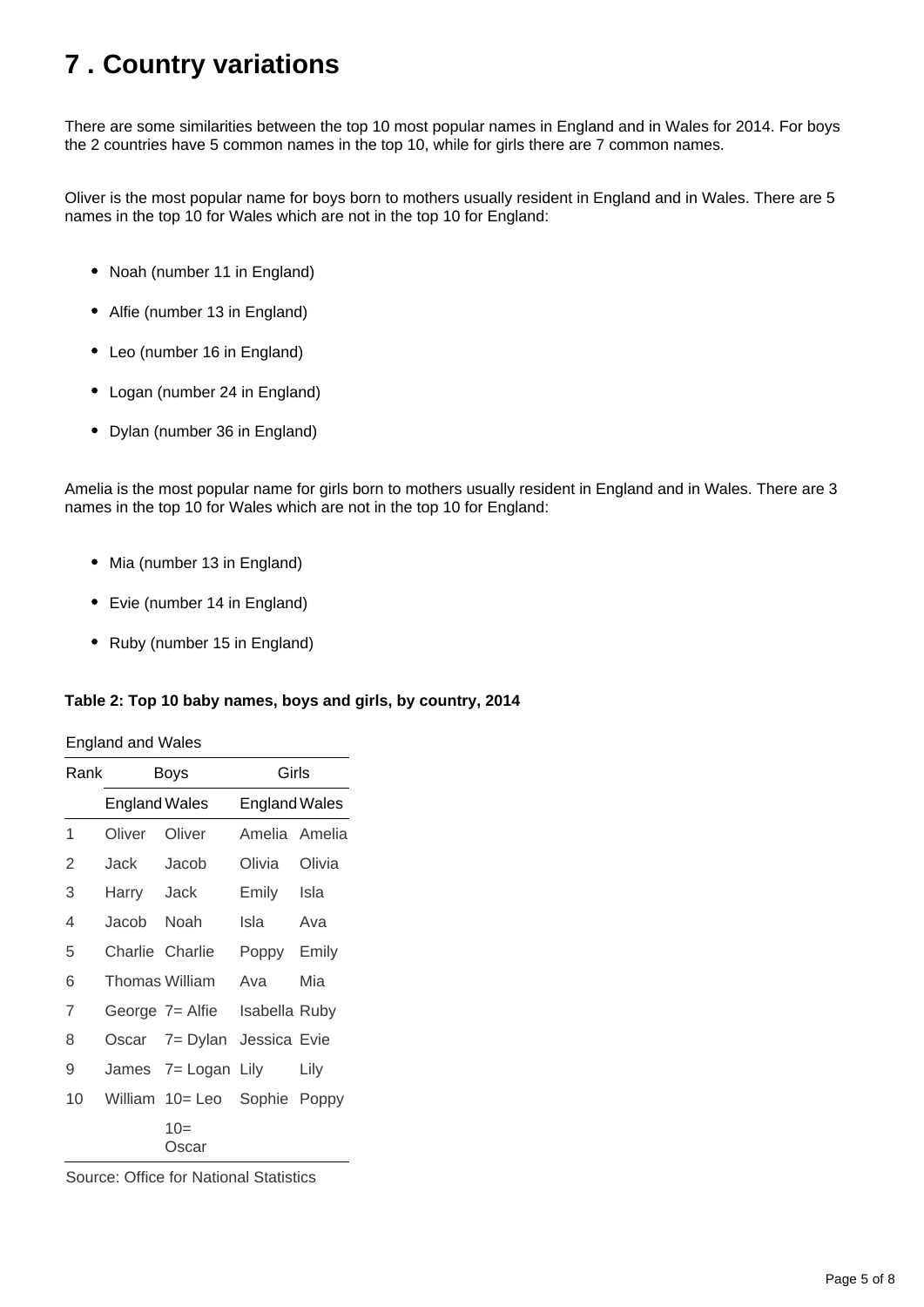# 7 . Country variations

There are some similarities between the top 10 most popular names in England and in Wales for 2014. For boys the 2 countries have 5 common names in the top 10, while for girls there are 7 common names.

Oliver is the most popular name for boys born to mothers usually resident in England and in Wales. There are 5 names in the top 10 for Wales which are not in the top 10 for England:

- Noah (number 11 in England)
- Alfie (number 13 in England)
- Leo (number 16 in England)
- Logan (number 24 in England)
- Dylan (number 36 in England)

Amelia is the most popular name for girls born to mothers usually resident in England and in Wales. There are 3 names in the top 10 for Wales which are not in the top 10 for England:

- Mia (number 13 in England)
- Evie (number 14 in England)
- Ruby (number 15 in England)

**Table 2: Top 10 baby names, boys and girls, by country, 2014**

England and Wales

| Rank | Boys | | Girls | |
|---|---|---|---|---|
| | England | Wales | England | Wales |
| 1 | Oliver | Oliver | Amelia | Amelia |
| 2 | Jack | Jacob | Olivia | Olivia |
| 3 | Harry | Jack | Emily | Isla |
| 4 | Jacob | Noah | Isla | Ava |
| 5 | Charlie | Charlie | Poppy | Emily |
| 6 | Thomas | William | Ava | Mia |
| 7 | George | 7= Alfie | Isabella | Ruby |
| 8 | Oscar | 7= Dylan | Jessica | Evie |
| 9 | James | 7= Logan | Lily | Lily |
| 10 | William | 10= Leo | Sophie | Poppy |
| | | 10= Oscar | | |

Source: Office for National Statistics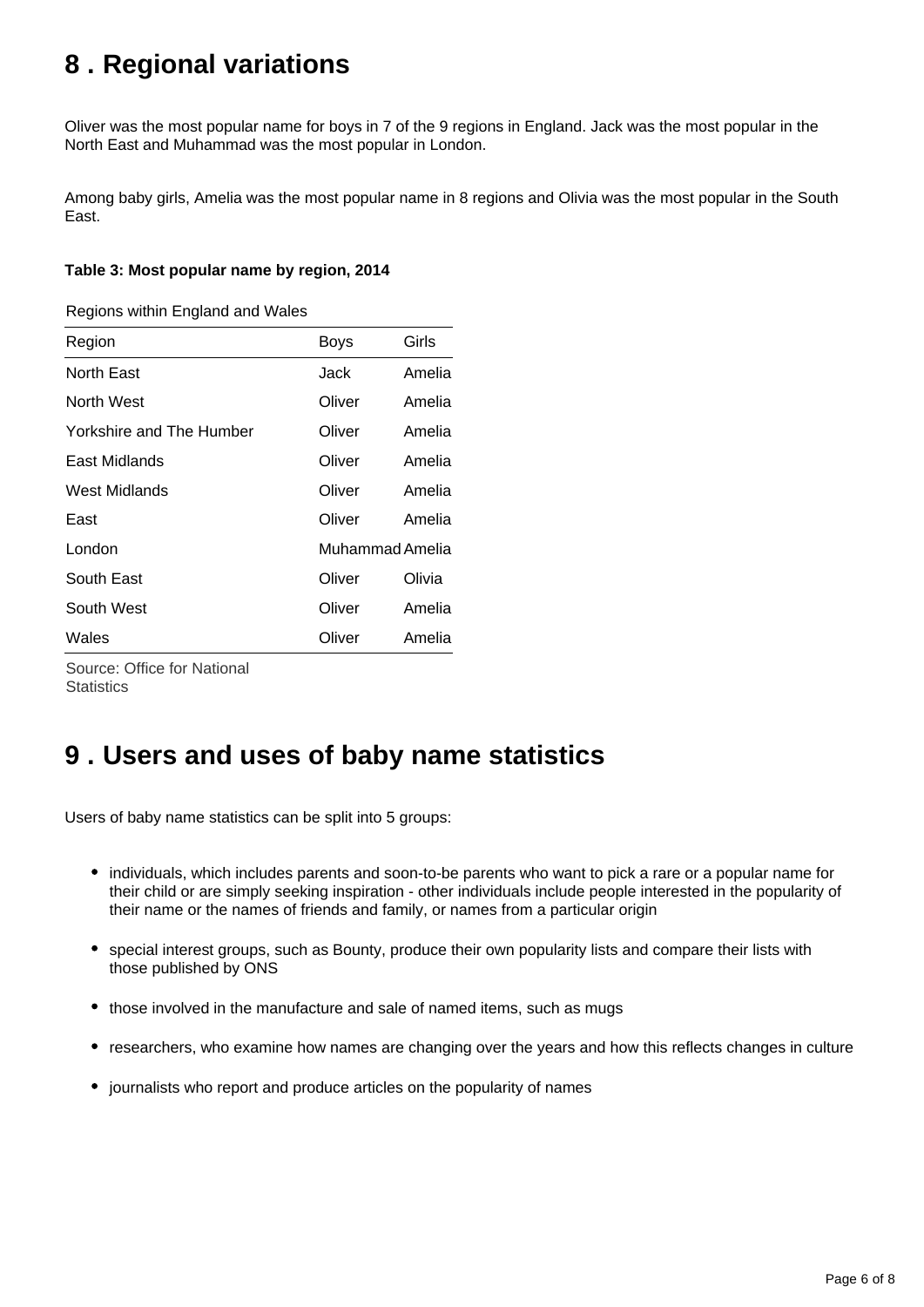## 8 . Regional variations

Oliver was the most popular name for boys in 7 of the 9 regions in England. Jack was the most popular in the North East and Muhammad was the most popular in London.

Among baby girls, Amelia was the most popular name in 8 regions and Olivia was the most popular in the South East.

**Table 3: Most popular name by region, 2014**

Regions within England and Wales

| Region | Boys | Girls |
|---|---|---|
| North East | Jack | Amelia |
| North West | Oliver | Amelia |
| Yorkshire and The Humber | Oliver | Amelia |
| East Midlands | Oliver | Amelia |
| West Midlands | Oliver | Amelia |
| East | Oliver | Amelia |
| London | Muhammad | Amelia |
| South East | Oliver | Olivia |
| South West | Oliver | Amelia |
| Wales | Oliver | Amelia |

Source: Office for National Statistics

## 9 . Users and uses of baby name statistics

Users of baby name statistics can be split into 5 groups:

- individuals, which includes parents and soon-to-be parents who want to pick a rare or a popular name for their child or are simply seeking inspiration - other individuals include people interested in the popularity of their name or the names of friends and family, or names from a particular origin
- special interest groups, such as Bounty, produce their own popularity lists and compare their lists with those published by ONS
- those involved in the manufacture and sale of named items, such as mugs
- researchers, who examine how names are changing over the years and how this reflects changes in culture
- journalists who report and produce articles on the popularity of names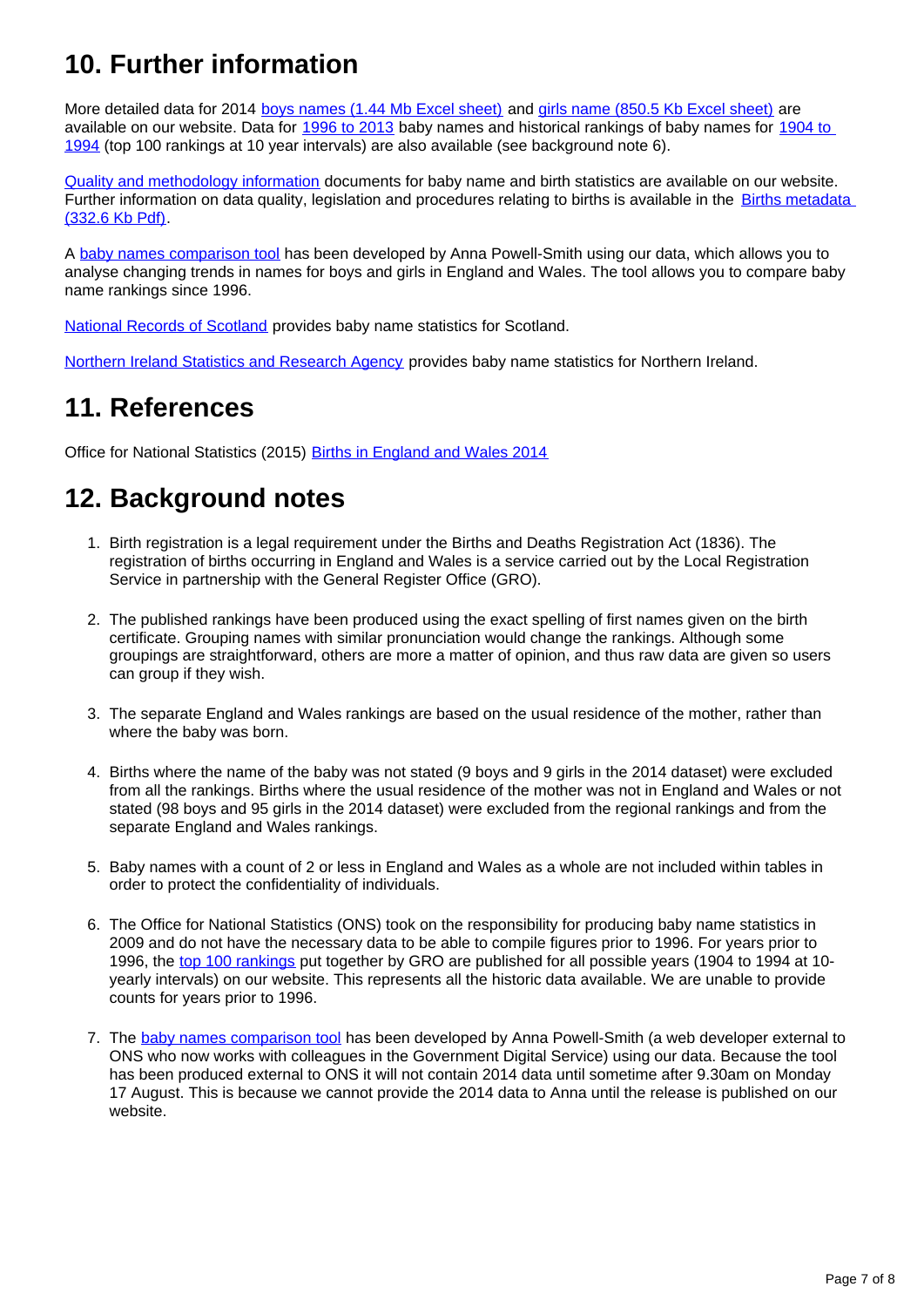## 10. Further information

More detailed data for 2014 boys names (1.44 Mb Excel sheet) and girls name (850.5 Kb Excel sheet) are available on our website. Data for 1996 to 2013 baby names and historical rankings of baby names for 1904 to 1994 (top 100 rankings at 10 year intervals) are also available (see background note 6).

Quality and methodology information documents for baby name and birth statistics are available on our website. Further information on data quality, legislation and procedures relating to births is available in the Births metadata (332.6 Kb Pdf).

A baby names comparison tool has been developed by Anna Powell-Smith using our data, which allows you to analyse changing trends in names for boys and girls in England and Wales. The tool allows you to compare baby name rankings since 1996.

National Records of Scotland provides baby name statistics for Scotland.

Northern Ireland Statistics and Research Agency provides baby name statistics for Northern Ireland.

## 11. References

Office for National Statistics (2015) Births in England and Wales 2014

## 12. Background notes

1. Birth registration is a legal requirement under the Births and Deaths Registration Act (1836). The registration of births occurring in England and Wales is a service carried out by the Local Registration Service in partnership with the General Register Office (GRO).

2. The published rankings have been produced using the exact spelling of first names given on the birth certificate. Grouping names with similar pronunciation would change the rankings. Although some groupings are straightforward, others are more a matter of opinion, and thus raw data are given so users can group if they wish.

3. The separate England and Wales rankings are based on the usual residence of the mother, rather than where the baby was born.

4. Births where the name of the baby was not stated (9 boys and 9 girls in the 2014 dataset) were excluded from all the rankings. Births where the usual residence of the mother was not in England and Wales or not stated (98 boys and 95 girls in the 2014 dataset) were excluded from the regional rankings and from the separate England and Wales rankings.

5. Baby names with a count of 2 or less in England and Wales as a whole are not included within tables in order to protect the confidentiality of individuals.

6. The Office for National Statistics (ONS) took on the responsibility for producing baby name statistics in 2009 and do not have the necessary data to be able to compile figures prior to 1996. For years prior to 1996, the top 100 rankings put together by GRO are published for all possible years (1904 to 1994 at 10-yearly intervals) on our website. This represents all the historic data available. We are unable to provide counts for years prior to 1996.

7. The baby names comparison tool has been developed by Anna Powell-Smith (a web developer external to ONS who now works with colleagues in the Government Digital Service) using our data. Because the tool has been produced external to ONS it will not contain 2014 data until sometime after 9.30am on Monday 17 August. This is because we cannot provide the 2014 data to Anna until the release is published on our website.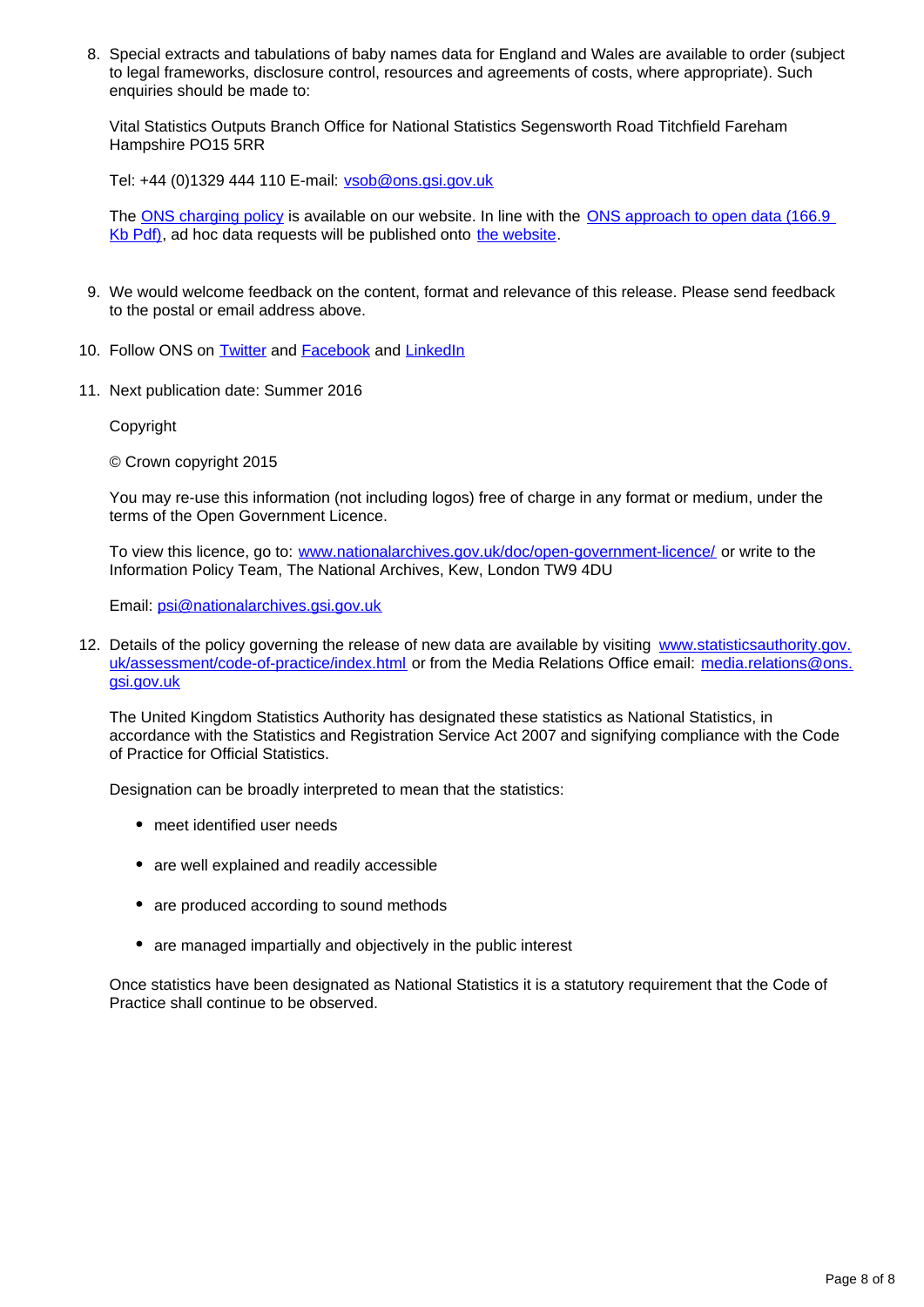8. Special extracts and tabulations of baby names data for England and Wales are available to order (subject to legal frameworks, disclosure control, resources and agreements of costs, where appropriate). Such enquiries should be made to:

   Vital Statistics Outputs Branch Office for National Statistics Segensworth Road Titchfield Fareham Hampshire PO15 5RR

   Tel: +44 (0)1329 444 110 E-mail: vsob@ons.gsi.gov.uk

   The ONS charging policy is available on our website. In line with the ONS approach to open data (166.9 Kb Pdf), ad hoc data requests will be published onto the website.

9. We would welcome feedback on the content, format and relevance of this release. Please send feedback to the postal or email address above.

10. Follow ONS on Twitter and Facebook and LinkedIn

11. Next publication date: Summer 2016

    Copyright

    © Crown copyright 2015

    You may re-use this information (not including logos) free of charge in any format or medium, under the terms of the Open Government Licence.

    To view this licence, go to: www.nationalarchives.gov.uk/doc/open-government-licence/ or write to the Information Policy Team, The National Archives, Kew, London TW9 4DU

    Email: psi@nationalarchives.gsi.gov.uk

12. Details of the policy governing the release of new data are available by visiting www.statisticsauthority.gov.uk/assessment/code-of-practice/index.html or from the Media Relations Office email: media.relations@ons.gsi.gov.uk

    The United Kingdom Statistics Authority has designated these statistics as National Statistics, in accordance with the Statistics and Registration Service Act 2007 and signifying compliance with the Code of Practice for Official Statistics.

    Designation can be broadly interpreted to mean that the statistics:

    - meet identified user needs
    - are well explained and readily accessible
    - are produced according to sound methods
    - are managed impartially and objectively in the public interest

    Once statistics have been designated as National Statistics it is a statutory requirement that the Code of Practice shall continue to be observed.